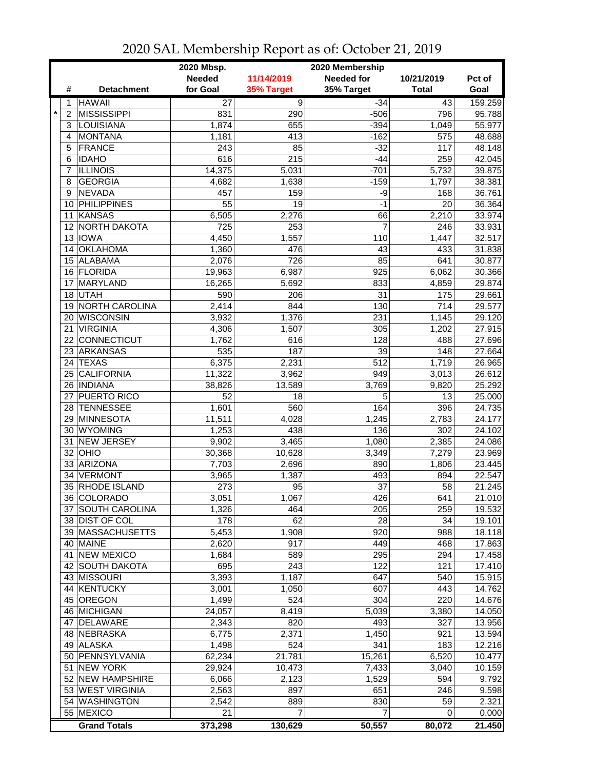# 2020 SAL Membership Report as of: October 21, 2019

| | # | Detachment | 2020 Mbsp. Needed for Goal | 11/14/2019 35% Target | 2020 Membership Needed for 35% Target | 10/21/2019 Total | Pct of Goal |
|---|---|---|---|---|---|---|---|
| | 1 | HAWAII | 27 | 9 | -34 | 43 | 159.259 |
| * | 2 | MISSISSIPPI | 831 | 290 | -506 | 796 | 95.788 |
| | 3 | LOUISIANA | 1,874 | 655 | -394 | 1,049 | 55.977 |
| | 4 | MONTANA | 1,181 | 413 | -162 | 575 | 48.688 |
| | 5 | FRANCE | 243 | 85 | -32 | 117 | 48.148 |
| | 6 | IDAHO | 616 | 215 | -44 | 259 | 42.045 |
| | 7 | ILLINOIS | 14,375 | 5,031 | -701 | 5,732 | 39.875 |
| | 8 | GEORGIA | 4,682 | 1,638 | -159 | 1,797 | 38.381 |
| | 9 | NEVADA | 457 | 159 | -9 | 168 | 36.761 |
| | 10 | PHILIPPINES | 55 | 19 | -1 | 20 | 36.364 |
| | 11 | KANSAS | 6,505 | 2,276 | 66 | 2,210 | 33.974 |
| | 12 | NORTH DAKOTA | 725 | 253 | 7 | 246 | 33.931 |
| | 13 | IOWA | 4,450 | 1,557 | 110 | 1,447 | 32.517 |
| | 14 | OKLAHOMA | 1,360 | 476 | 43 | 433 | 31.838 |
| | 15 | ALABAMA | 2,076 | 726 | 85 | 641 | 30.877 |
| | 16 | FLORIDA | 19,963 | 6,987 | 925 | 6,062 | 30.366 |
| | 17 | MARYLAND | 16,265 | 5,692 | 833 | 4,859 | 29.874 |
| | 18 | UTAH | 590 | 206 | 31 | 175 | 29.661 |
| | 19 | NORTH CAROLINA | 2,414 | 844 | 130 | 714 | 29.577 |
| | 20 | WISCONSIN | 3,932 | 1,376 | 231 | 1,145 | 29.120 |
| | 21 | VIRGINIA | 4,306 | 1,507 | 305 | 1,202 | 27.915 |
| | 22 | CONNECTICUT | 1,762 | 616 | 128 | 488 | 27.696 |
| | 23 | ARKANSAS | 535 | 187 | 39 | 148 | 27.664 |
| | 24 | TEXAS | 6,375 | 2,231 | 512 | 1,719 | 26.965 |
| | 25 | CALIFORNIA | 11,322 | 3,962 | 949 | 3,013 | 26.612 |
| | 26 | INDIANA | 38,826 | 13,589 | 3,769 | 9,820 | 25.292 |
| | 27 | PUERTO RICO | 52 | 18 | 5 | 13 | 25.000 |
| | 28 | TENNESSEE | 1,601 | 560 | 164 | 396 | 24.735 |
| | 29 | MINNESOTA | 11,511 | 4,028 | 1,245 | 2,783 | 24.177 |
| | 30 | WYOMING | 1,253 | 438 | 136 | 302 | 24.102 |
| | 31 | NEW JERSEY | 9,902 | 3,465 | 1,080 | 2,385 | 24.086 |
| | 32 | OHIO | 30,368 | 10,628 | 3,349 | 7,279 | 23.969 |
| | 33 | ARIZONA | 7,703 | 2,696 | 890 | 1,806 | 23.445 |
| | 34 | VERMONT | 3,965 | 1,387 | 493 | 894 | 22.547 |
| | 35 | RHODE ISLAND | 273 | 95 | 37 | 58 | 21.245 |
| | 36 | COLORADO | 3,051 | 1,067 | 426 | 641 | 21.010 |
| | 37 | SOUTH CAROLINA | 1,326 | 464 | 205 | 259 | 19.532 |
| | 38 | DIST OF COL | 178 | 62 | 28 | 34 | 19.101 |
| | 39 | MASSACHUSETTS | 5,453 | 1,908 | 920 | 988 | 18.118 |
| | 40 | MAINE | 2,620 | 917 | 449 | 468 | 17.863 |
| | 41 | NEW MEXICO | 1,684 | 589 | 295 | 294 | 17.458 |
| | 42 | SOUTH DAKOTA | 695 | 243 | 122 | 121 | 17.410 |
| | 43 | MISSOURI | 3,393 | 1,187 | 647 | 540 | 15.915 |
| | 44 | KENTUCKY | 3,001 | 1,050 | 607 | 443 | 14.762 |
| | 45 | OREGON | 1,499 | 524 | 304 | 220 | 14.676 |
| | 46 | MICHIGAN | 24,057 | 8,419 | 5,039 | 3,380 | 14.050 |
| | 47 | DELAWARE | 2,343 | 820 | 493 | 327 | 13.956 |
| | 48 | NEBRASKA | 6,775 | 2,371 | 1,450 | 921 | 13.594 |
| | 49 | ALASKA | 1,498 | 524 | 341 | 183 | 12.216 |
| | 50 | PENNSYLVANIA | 62,234 | 21,781 | 15,261 | 6,520 | 10.477 |
| | 51 | NEW YORK | 29,924 | 10,473 | 7,433 | 3,040 | 10.159 |
| | 52 | NEW HAMPSHIRE | 6,066 | 2,123 | 1,529 | 594 | 9.792 |
| | 53 | WEST VIRGINIA | 2,563 | 897 | 651 | 246 | 9.598 |
| | 54 | WASHINGTON | 2,542 | 889 | 830 | 59 | 2.321 |
| | 55 | MEXICO | 21 | 7 | 7 | 0 | 0.000 |
| | | **Grand Totals** | **373,298** | **130,629** | **50,557** | **80,072** | **21.450** |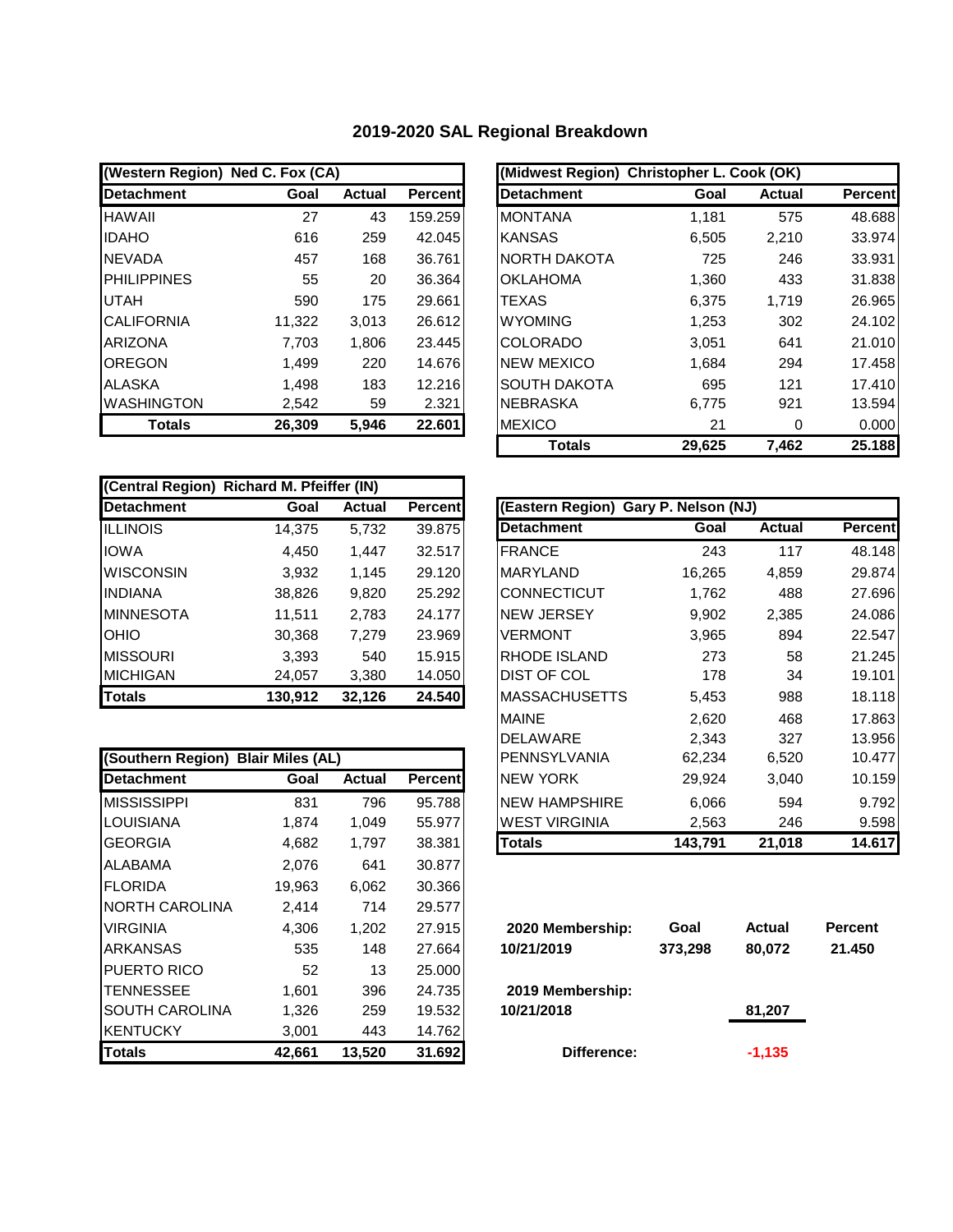# 2019-2020 SAL Regional Breakdown

| (Western Region) Ned C. Fox (CA) | | | |
|---|---|---|---|
| **Detachment** | **Goal** | **Actual** | **Percent** |
| HAWAII | 27 | 43 | 159.259 |
| IDAHO | 616 | 259 | 42.045 |
| NEVADA | 457 | 168 | 36.761 |
| PHILIPPINES | 55 | 20 | 36.364 |
| UTAH | 590 | 175 | 29.661 |
| CALIFORNIA | 11,322 | 3,013 | 26.612 |
| ARIZONA | 7,703 | 1,806 | 23.445 |
| OREGON | 1,499 | 220 | 14.676 |
| ALASKA | 1,498 | 183 | 12.216 |
| WASHINGTON | 2,542 | 59 | 2.321 |
| **Totals** | **26,309** | **5,946** | **22.601** |

| (Midwest Region) Christopher L. Cook (OK) | | | |
|---|---|---|---|
| **Detachment** | **Goal** | **Actual** | **Percent** |
| MONTANA | 1,181 | 575 | 48.688 |
| KANSAS | 6,505 | 2,210 | 33.974 |
| NORTH DAKOTA | 725 | 246 | 33.931 |
| OKLAHOMA | 1,360 | 433 | 31.838 |
| TEXAS | 6,375 | 1,719 | 26.965 |
| WYOMING | 1,253 | 302 | 24.102 |
| COLORADO | 3,051 | 641 | 21.010 |
| NEW MEXICO | 1,684 | 294 | 17.458 |
| SOUTH DAKOTA | 695 | 121 | 17.410 |
| NEBRASKA | 6,775 | 921 | 13.594 |
| MEXICO | 21 | 0 | 0.000 |
| **Totals** | **29,625** | **7,462** | **25.188** |

| (Central Region) Richard M. Pfeiffer (IN) | | | |
|---|---|---|---|
| **Detachment** | **Goal** | **Actual** | **Percent** |
| ILLINOIS | 14,375 | 5,732 | 39.875 |
| IOWA | 4,450 | 1,447 | 32.517 |
| WISCONSIN | 3,932 | 1,145 | 29.120 |
| INDIANA | 38,826 | 9,820 | 25.292 |
| MINNESOTA | 11,511 | 2,783 | 24.177 |
| OHIO | 30,368 | 7,279 | 23.969 |
| MISSOURI | 3,393 | 540 | 15.915 |
| MICHIGAN | 24,057 | 3,380 | 14.050 |
| **Totals** | **130,912** | **32,126** | **24.540** |

| (Eastern Region) Gary P. Nelson (NJ) | | | |
|---|---|---|---|
| **Detachment** | **Goal** | **Actual** | **Percent** |
| FRANCE | 243 | 117 | 48.148 |
| MARYLAND | 16,265 | 4,859 | 29.874 |
| CONNECTICUT | 1,762 | 488 | 27.696 |
| NEW JERSEY | 9,902 | 2,385 | 24.086 |
| VERMONT | 3,965 | 894 | 22.547 |
| RHODE ISLAND | 273 | 58 | 21.245 |
| DIST OF COL | 178 | 34 | 19.101 |
| MASSACHUSETTS | 5,453 | 988 | 18.118 |
| MAINE | 2,620 | 468 | 17.863 |
| DELAWARE | 2,343 | 327 | 13.956 |
| PENNSYLVANIA | 62,234 | 6,520 | 10.477 |
| NEW YORK | 29,924 | 3,040 | 10.159 |
| NEW HAMPSHIRE | 6,066 | 594 | 9.792 |
| WEST VIRGINIA | 2,563 | 246 | 9.598 |
| **Totals** | **143,791** | **21,018** | **14.617** |

| (Southern Region) Blair Miles (AL) | | | |
|---|---|---|---|
| **Detachment** | **Goal** | **Actual** | **Percent** |
| MISSISSIPPI | 831 | 796 | 95.788 |
| LOUISIANA | 1,874 | 1,049 | 55.977 |
| GEORGIA | 4,682 | 1,797 | 38.381 |
| ALABAMA | 2,076 | 641 | 30.877 |
| FLORIDA | 19,963 | 6,062 | 30.366 |
| NORTH CAROLINA | 2,414 | 714 | 29.577 |
| VIRGINIA | 4,306 | 1,202 | 27.915 |
| ARKANSAS | 535 | 148 | 27.664 |
| PUERTO RICO | 52 | 13 | 25.000 |
| TENNESSEE | 1,601 | 396 | 24.735 |
| SOUTH CAROLINA | 1,326 | 259 | 19.532 |
| KENTUCKY | 3,001 | 443 | 14.762 |
| **Totals** | **42,661** | **13,520** | **31.692** |

| **2020 Membership:** | **Goal** | **Actual** | **Percent** |
|---|---|---|---|
| **10/21/2019** | **373,298** | **80,072** | **21.450** |
| **2019 Membership:** | | | |
| **10/21/2018** | | **81,207** | |
| **Difference:** | | **-1,135** | |